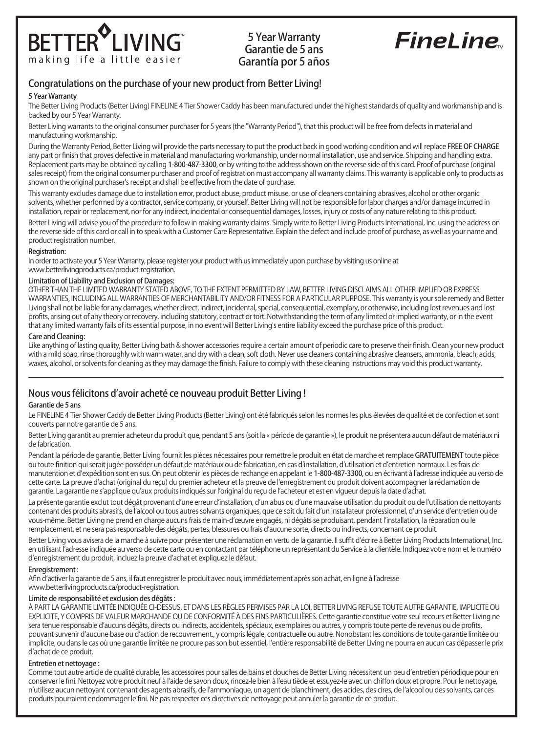BETTER LIVING™
making life a little easier

**5 Year Warranty**
**Garantie de 5 ans**
**Garantía por 5 años**

FineLine™

## Congratulations on the purchase of your new product from Better Living!

### 5 Year Warranty

The Better Living Products (Better Living) FINELINE 4 Tier Shower Caddy has been manufactured under the highest standards of quality and workmanship and is backed by our 5 Year Warranty.

Better Living warrants to the original consumer purchaser for 5 years (the "Warranty Period"), that this product will be free from defects in material and manufacturing workmanship.

During the Warranty Period, Better Living will provide the parts necessary to put the product back in good working condition and will replace **FREE OF CHARGE** any part or finish that proves defective in material and manufacturing workmanship, under normal installation, use and service. Shipping and handling extra. Replacement parts may be obtained by calling **1-800-487-3300**, or by writing to the address shown on the reverse side of this card. Proof of purchase (original sales receipt) from the original consumer purchaser and proof of registration must accompany all warranty claims. This warranty is applicable only to products as shown on the original purchaser's receipt and shall be effective from the date of purchase.

This warranty excludes damage due to installation error, product abuse, product misuse, or use of cleaners containing abrasives, alcohol or other organic solvents, whether performed by a contractor, service company, or yourself. Better Living will not be responsible for labor charges and/or damage incurred in installation, repair or replacement, nor for any indirect, incidental or consequential damages, losses, injury or costs of any nature relating to this product.

Better Living will advise you of the procedure to follow in making warranty claims. Simply write to Better Living Products International, Inc. using the address on the reverse side of this card or call in to speak with a Customer Care Representative. Explain the defect and include proof of purchase, as well as your name and product registration number.

### Registration:

In order to activate your 5 Year Warranty, please register your product with us immediately upon purchase by visiting us online at www.betterlivingproducts.ca/product-registration.

### Limitation of Liability and Exclusion of Damages:

OTHER THAN THE LIMITED WARRANTY STATED ABOVE, TO THE EXTENT PERMITTED BY LAW, BETTER LIVING DISCLAIMS ALL OTHER IMPLIED OR EXPRESS WARRANTIES, INCLUDING ALL WARRANTIES OF MERCHANTABILITY AND/OR FITNESS FOR A PARTICULAR PURPOSE. This warranty is your sole remedy and Better Living shall not be liable for any damages, whether direct, indirect, incidental, special, consequential, exemplary, or otherwise, including lost revenues and lost profits, arising out of any theory or recovery, including statutory, contract or tort. Notwithstanding the term of any limited or implied warranty, or in the event that any limited warranty fails of its essential purpose, in no event will Better Living's entire liability exceed the purchase price of this product.

### Care and Cleaning:

Like anything of lasting quality, Better Living bath & shower accessories require a certain amount of periodic care to preserve their finish. Clean your new product with a mild soap, rinse thoroughly with warm water, and dry with a clean, soft cloth. Never use cleaners containing abrasive cleansers, ammonia, bleach, acids, waxes, alcohol, or solvents for cleaning as they may damage the finish. Failure to comply with these cleaning instructions may void this product warranty.

---

## Nous vous félicitons d'avoir acheté ce nouveau produit Better Living !

### Garantie de 5 ans

Le FINELINE 4 Tier Shower Caddy de Better Living Products (Better Living) ont été fabriqués selon les normes les plus élevées de qualité et de confection et sont couverts par notre garantie de 5 ans.

Better Living garantit au premier acheteur du produit que, pendant 5 ans (soit la « période de garantie »), le produit ne présentera aucun défaut de matériaux ni de fabrication.

Pendant la période de garantie, Better Living fournit les pièces nécessaires pour remettre le produit en état de marche et remplace **GRATUITEMENT** toute pièce ou toute finition qui serait jugée posséder un défaut de matériaux ou de fabrication, en cas d'installation, d'utilisation et d'entretien normaux. Les frais de manutention et d'expédition sont en sus. On peut obtenir les pièces de rechange en appelant le **1-800-487-3300**, ou en écrivant à l'adresse indiquée au verso de cette carte. La preuve d'achat (original du reçu) du premier acheteur et la preuve de l'enregistrement du produit doivent accompagner la réclamation de garantie. La garantie ne s'applique qu'aux produits indiqués sur l'original du reçu de l'acheteur et est en vigueur depuis la date d'achat.

La présente garantie exclut tout dégât provenant d'une erreur d'installation, d'un abus ou d'une mauvaise utilisation du produit ou de l'utilisation de nettoyants contenant des produits abrasifs, de l'alcool ou tous autres solvants organiques, que ce soit du fait d'un installateur professionnel, d'un service d'entretien ou de vous-même. Better Living ne prend en charge aucuns frais de main-d'œuvre engagés, ni dégâts se produisant, pendant l'installation, la réparation ou le remplacement, et ne sera pas responsable des dégâts, pertes, blessures ou frais d'aucune sorte, directs ou indirects, concernant ce produit.

Better Living vous avisera de la marche à suivre pour présenter une réclamation en vertu de la garantie. Il suffit d'écrire à Better Living Products International, Inc. en utilisant l'adresse indiquée au verso de cette carte ou en contactant par téléphone un représentant du Service à la clientèle. Indiquez votre nom et le numéro d'enregistrement du produit, incluez la preuve d'achat et expliquez le défaut.

### Enregistrement :

Afin d'activer la garantie de 5 ans, il faut enregistrer le produit avec nous, immédiatement après son achat, en ligne à l'adresse www.betterlivingproducts.ca/product-registration.

### Limite de responsabilité et exclusion des dégâts :

À PART LA GARANTIE LIMITÉE INDIQUÉE CI-DESSUS, ET DANS LES RÈGLES PERMISES PAR LA LOI, BETTER LIVING REFUSE TOUTE AUTRE GARANTIE, IMPLICITE OU EXPLICITE, Y COMPRIS DE VALEUR MARCHANDE OU DE CONFORMITÉ À DES FINS PARTICULIÈRES. Cette garantie constitue votre seul recours et Better Living ne sera tenue responsable d'aucuns dégâts, directs ou indirects, accidentels, spéciaux, exemplaires ou autres, y compris toute perte de revenus ou de profits, pouvant survenir d'aucune base ou d'action de recouvrement., y compris légale, contractuelle ou autre. Nonobstant les conditions de toute garantie limitée ou implicite, ou dans le cas où une garantie limitée ne procure pas son but essentiel, l'entière responsabilité de Better Living ne pourra en aucun cas dépasser le prix d'achat de ce produit.

### Entretien et nettoyage :

Comme tout autre article de qualité durable, les accessoires pour salles de bains et douches de Better Living nécessitent un peu d'entretien périodique pour en conserver le fini. Nettoyez votre produit neuf à l'aide de savon doux, rincez-le bien à l'eau tiède et essuyez-le avec un chiffon doux et propre. Pour le nettoyage, n'utilisez aucun nettoyant contenant des agents abrasifs, de l'ammoniaque, un agent de blanchiment, des acides, des cires, de l'alcool ou des solvants, car ces produits pourraient endommager le fini. Ne pas respecter ces directives de nettoyage peut annuler la garantie de ce produit.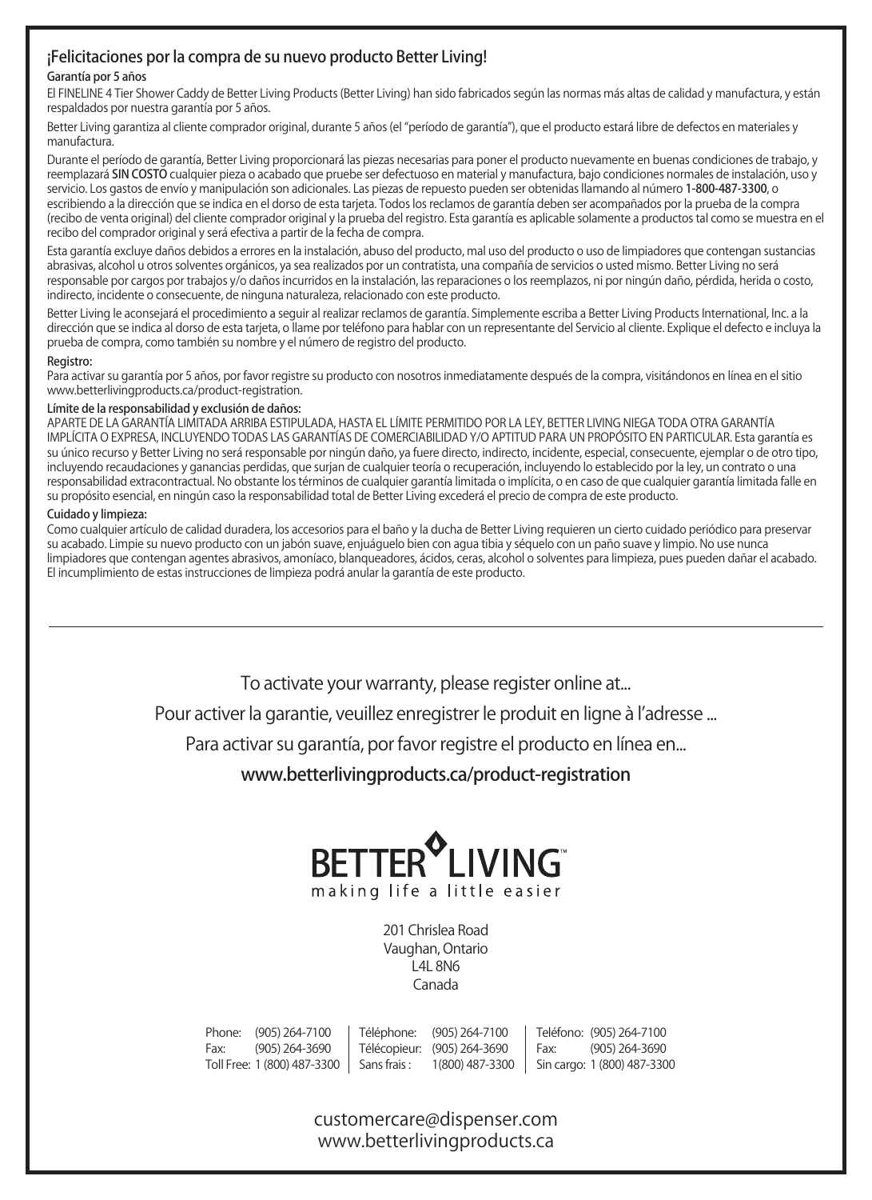## ¡Felicitaciones por la compra de su nuevo producto Better Living!

### Garantía por 5 años

El FINELINE 4 Tier Shower Caddy de Better Living Products (Better Living) han sido fabricados según las normas más altas de calidad y manufactura, y están respaldados por nuestra garantía por 5 años.

Better Living garantiza al cliente comprador original, durante 5 años (el "período de garantía"), que el producto estará libre de defectos en materiales y manufactura.

Durante el período de garantía, Better Living proporcionará las piezas necesarias para poner el producto nuevamente en buenas condiciones de trabajo, y reemplazará **SIN COSTO** cualquier pieza o acabado que pruebe ser defectuoso en material y manufactura, bajo condiciones normales de instalación, uso y servicio. Los gastos de envío y manipulación son adicionales. Las piezas de repuesto pueden ser obtenidas llamando al número **1-800-487-3300**, o escribiendo a la dirección que se indica en el dorso de esta tarjeta. Todos los reclamos de garantía deben ser acompañados por la prueba de la compra (recibo de venta original) del cliente comprador original y la prueba del registro. Esta garantía es aplicable solamente a productos tal como se muestra en el recibo del comprador original y será efectiva a partir de la fecha de compra.

Esta garantía excluye daños debidos a errores en la instalación, abuso del producto, mal uso del producto o uso de limpiadores que contengan sustancias abrasivas, alcohol u otros solventes orgánicos, ya sea realizados por un contratista, una compañía de servicios o usted mismo. Better Living no será responsable por cargos por trabajos y/o daños incurridos en la instalación, las reparaciones o los reemplazos, ni por ningún daño, pérdida, herida o costo, indirecto, incidente o consecuente, de ninguna naturaleza, relacionado con este producto.

Better Living le aconsejará el procedimiento a seguir al realizar reclamos de garantía. Simplemente escriba a Better Living Products International, Inc. a la dirección que se indica al dorso de esta tarjeta, o llame por teléfono para hablar con un representante del Servicio al cliente. Explique el defecto e incluya la prueba de compra, como también su nombre y el número de registro del producto.

### Registro:

Para activar su garantía por 5 años, por favor registre su producto con nosotros inmediatamente después de la compra, visitándonos en línea en el sitio www.betterlivingproducts.ca/product-registration.

### Límite de la responsabilidad y exclusión de daños:

APARTE DE LA GARANTÍA LIMITADA ARRIBA ESTIPULADA, HASTA EL LÍMITE PERMITIDO POR LA LEY, BETTER LIVING NIEGA TODA OTRA GARANTÍA IMPLÍCITA O EXPRESA, INCLUYENDO TODAS LAS GARANTÍAS DE COMERCIABILIDAD Y/O APTITUD PARA UN PROPÓSITO EN PARTICULAR. Esta garantía es su único recurso y Better Living no será responsable por ningún daño, ya fuere directo, indirecto, incidente, especial, consecuente, ejemplar o de otro tipo, incluyendo recaudaciones y ganancias perdidas, que surjan de cualquier teoría o recuperación, incluyendo lo establecido por la ley, un contrato o una responsabilidad extracontractual. No obstante los términos de cualquier garantía limitada o implícita, o en caso de que cualquier garantía limitada falle en su propósito esencial, en ningún caso la responsabilidad total de Better Living excederá el precio de compra de este producto.

### Cuidado y limpieza:

Como cualquier artículo de calidad duradera, los accesorios para el baño y la ducha de Better Living requieren un cierto cuidado periódico para preservar su acabado. Limpie su nuevo producto con un jabón suave, enjuáguelo bien con agua tibia y séquelo con un paño suave y limpio. No use nunca limpiadores que contengan agentes abrasivos, amoníaco, blanqueadores, ácidos, ceras, alcohol o solventes para limpieza, pues pueden dañar el acabado. El incumplimiento de estas instrucciones de limpieza podrá anular la garantía de este producto.

---

To activate your warranty, please register online at...

Pour activer la garantie, veuillez enregistrer le produit en ligne à l'adresse ...

Para activar su garantía, por favor registre el producto en línea en...

**www.betterlivingproducts.ca/product-registration**

BETTER LIVING™
making life a little easier

201 Chrislea Road
Vaughan, Ontario
L4L 8N6
Canada

| | | |
|---|---|---|
| Phone: (905) 264-7100 | Téléphone: (905) 264-7100 | Teléfono: (905) 264-7100 |
| Fax: (905) 264-3690 | Télécopieur: (905) 264-3690 | Fax: (905) 264-3690 |
| Toll Free: 1 (800) 487-3300 | Sans frais : 1(800) 487-3300 | Sin cargo: 1 (800) 487-3300 |

customercare@dispenser.com
www.betterlivingproducts.ca